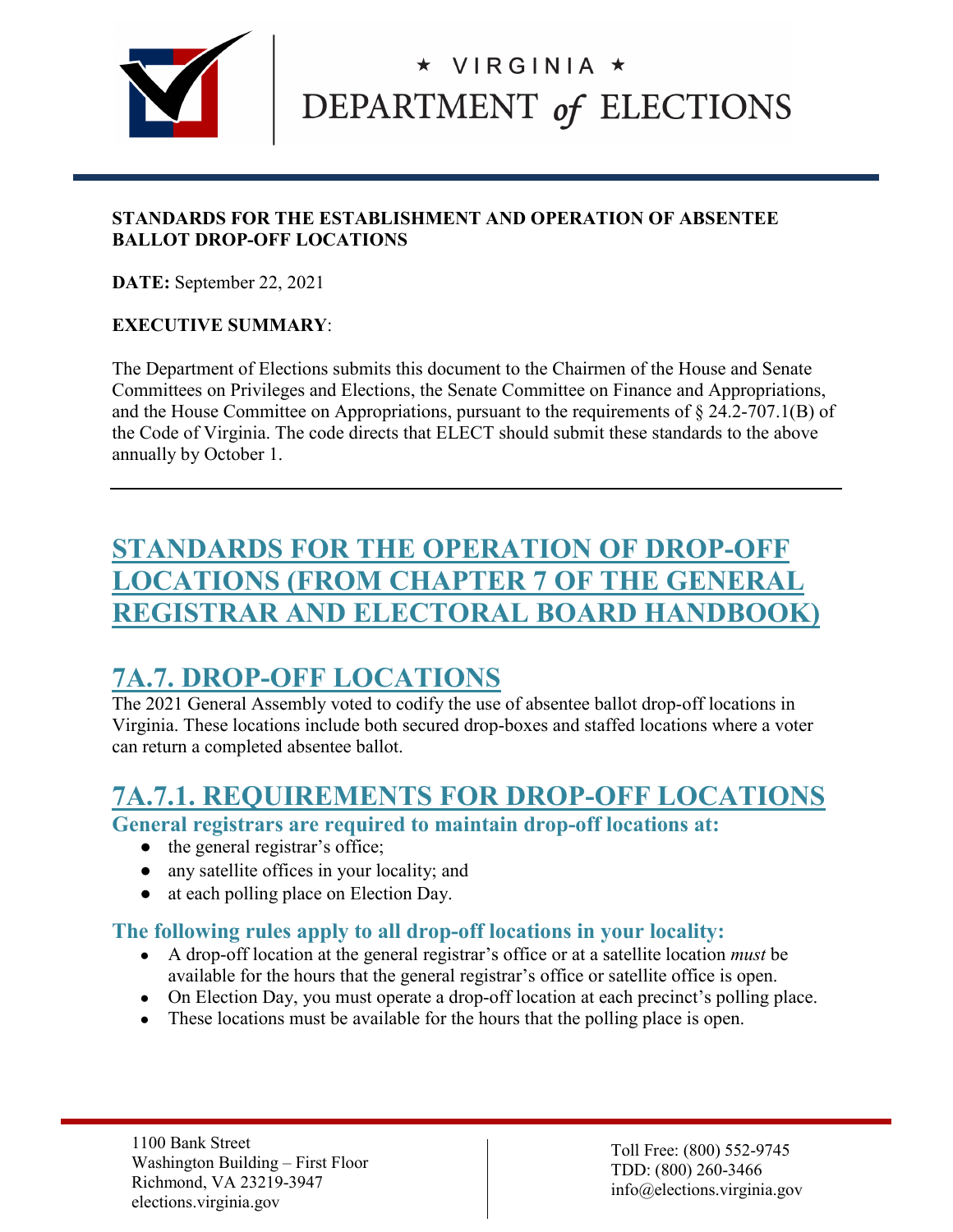**STANDARDS FOR THE ESTABLISHMENT AND OPERATION OF ABSENTEE BALLOT DROP-OFF LOCATIONS**

**DATE:** September 22, 2021

**EXECUTIVE SUMMARY**:

The Department of Elections submits this document to the Chairmen of the House and Senate Committees on Privileges and Elections, the Senate Committee on Finance and Appropriations, and the House Committee on Appropriations, pursuant to the requirements of § 24.2-707.1(B) of the Code of Virginia. The code directs that ELECT should submit these standards to the above annually by October 1.

# STANDARDS FOR THE OPERATION OF DROP-OFF LOCATIONS (FROM CHAPTER 7 OF THE GENERAL REGISTRAR AND ELECTORAL BOARD HANDBOOK)

## 7A.7. DROP-OFF LOCATIONS

The 2021 General Assembly voted to codify the use of absentee ballot drop-off locations in Virginia. These locations include both secured drop-boxes and staffed locations where a voter can return a completed absentee ballot.

## 7A.7.1. REQUIREMENTS FOR DROP-OFF LOCATIONS

### General registrars are required to maintain drop-off locations at:

- the general registrar's office;
- any satellite offices in your locality; and
- at each polling place on Election Day.

### The following rules apply to all drop-off locations in your locality:

- A drop-off location at the general registrar's office or at a satellite location *must* be available for the hours that the general registrar's office or satellite office is open.
- On Election Day, you must operate a drop-off location at each precinct's polling place.
- These locations must be available for the hours that the polling place is open.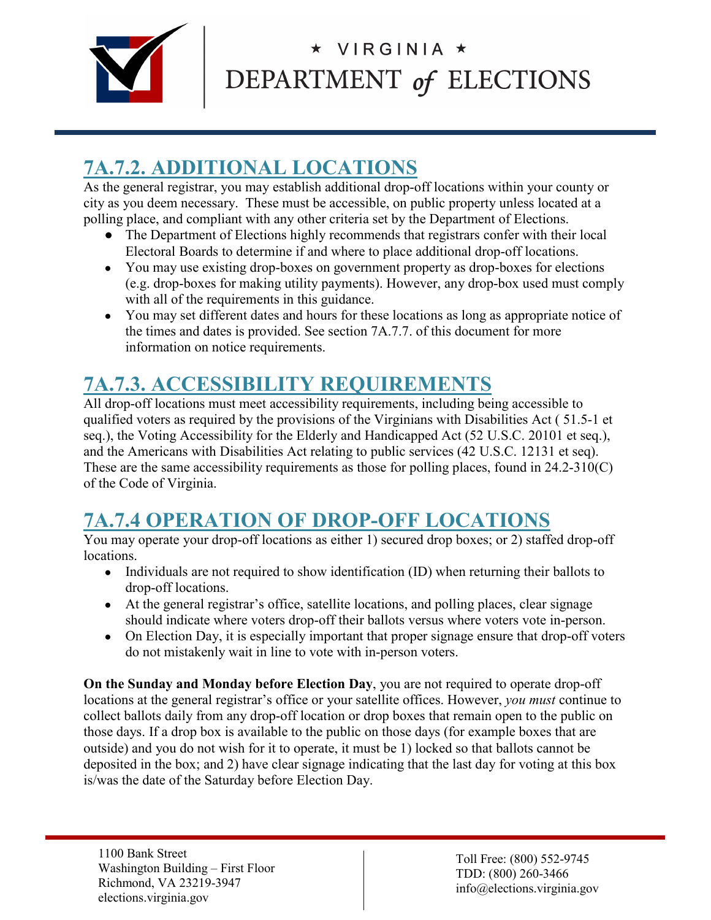## 7A.7.2. ADDITIONAL LOCATIONS

As the general registrar, you may establish additional drop-off locations within your county or city as you deem necessary. These must be accessible, on public property unless located at a polling place, and compliant with any other criteria set by the Department of Elections.

- The Department of Elections highly recommends that registrars confer with their local Electoral Boards to determine if and where to place additional drop-off locations.
- You may use existing drop-boxes on government property as drop-boxes for elections (e.g. drop-boxes for making utility payments). However, any drop-box used must comply with all of the requirements in this guidance.
- You may set different dates and hours for these locations as long as appropriate notice of the times and dates is provided. See section 7A.7.7. of this document for more information on notice requirements.

## 7A.7.3. ACCESSIBILITY REQUIREMENTS

All drop-off locations must meet accessibility requirements, including being accessible to qualified voters as required by the provisions of the Virginians with Disabilities Act ( 51.5-1 et seq.), the Voting Accessibility for the Elderly and Handicapped Act (52 U.S.C. 20101 et seq.), and the Americans with Disabilities Act relating to public services (42 U.S.C. 12131 et seq). These are the same accessibility requirements as those for polling places, found in 24.2-310(C) of the Code of Virginia.

## 7A.7.4 OPERATION OF DROP-OFF LOCATIONS

You may operate your drop-off locations as either 1) secured drop boxes; or 2) staffed drop-off locations.

- Individuals are not required to show identification (ID) when returning their ballots to drop-off locations.
- At the general registrar's office, satellite locations, and polling places, clear signage should indicate where voters drop-off their ballots versus where voters vote in-person.
- On Election Day, it is especially important that proper signage ensure that drop-off voters do not mistakenly wait in line to vote with in-person voters.

**On the Sunday and Monday before Election Day**, you are not required to operate drop-off locations at the general registrar's office or your satellite offices. However, *you must* continue to collect ballots daily from any drop-off location or drop boxes that remain open to the public on those days. If a drop box is available to the public on those days (for example boxes that are outside) and you do not wish for it to operate, it must be 1) locked so that ballots cannot be deposited in the box; and 2) have clear signage indicating that the last day for voting at this box is/was the date of the Saturday before Election Day.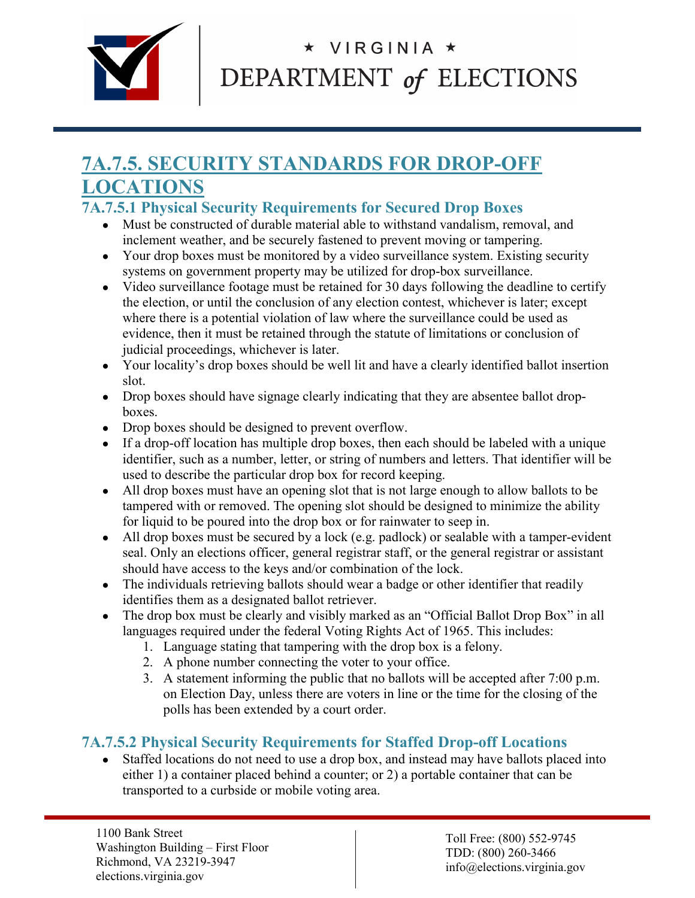## 7A.7.5. SECURITY STANDARDS FOR DROP-OFF LOCATIONS

### 7A.7.5.1 Physical Security Requirements for Secured Drop Boxes

- Must be constructed of durable material able to withstand vandalism, removal, and inclement weather, and be securely fastened to prevent moving or tampering.
- Your drop boxes must be monitored by a video surveillance system. Existing security systems on government property may be utilized for drop-box surveillance.
- Video surveillance footage must be retained for 30 days following the deadline to certify the election, or until the conclusion of any election contest, whichever is later; except where there is a potential violation of law where the surveillance could be used as evidence, then it must be retained through the statute of limitations or conclusion of judicial proceedings, whichever is later.
- Your locality's drop boxes should be well lit and have a clearly identified ballot insertion slot.
- Drop boxes should have signage clearly indicating that they are absentee ballot drop-boxes.
- Drop boxes should be designed to prevent overflow.
- If a drop-off location has multiple drop boxes, then each should be labeled with a unique identifier, such as a number, letter, or string of numbers and letters. That identifier will be used to describe the particular drop box for record keeping.
- All drop boxes must have an opening slot that is not large enough to allow ballots to be tampered with or removed. The opening slot should be designed to minimize the ability for liquid to be poured into the drop box or for rainwater to seep in.
- All drop boxes must be secured by a lock (e.g. padlock) or sealable with a tamper-evident seal. Only an elections officer, general registrar staff, or the general registrar or assistant should have access to the keys and/or combination of the lock.
- The individuals retrieving ballots should wear a badge or other identifier that readily identifies them as a designated ballot retriever.
- The drop box must be clearly and visibly marked as an "Official Ballot Drop Box" in all languages required under the federal Voting Rights Act of 1965. This includes:
    1. Language stating that tampering with the drop box is a felony.
    2. A phone number connecting the voter to your office.
    3. A statement informing the public that no ballots will be accepted after 7:00 p.m. on Election Day, unless there are voters in line or the time for the closing of the polls has been extended by a court order.

### 7A.7.5.2 Physical Security Requirements for Staffed Drop-off Locations

- Staffed locations do not need to use a drop box, and instead may have ballots placed into either 1) a container placed behind a counter; or 2) a portable container that can be transported to a curbside or mobile voting area.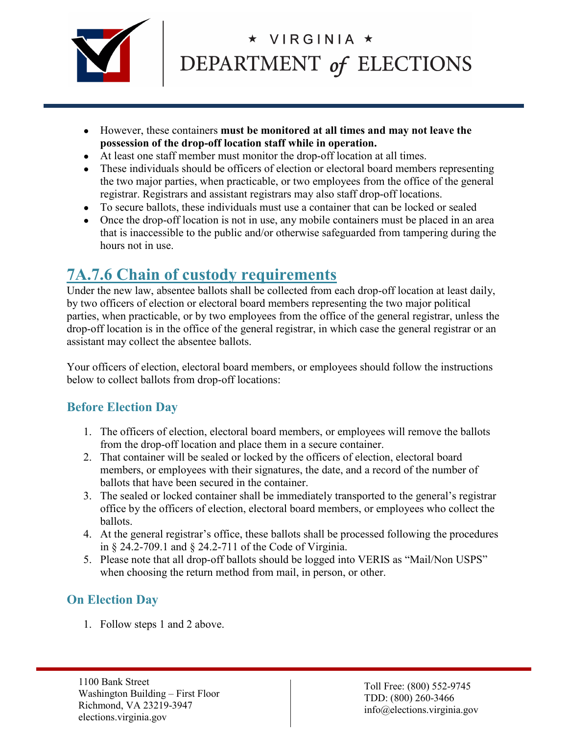- However, these containers **must be monitored at all times and may not leave the possession of the drop-off location staff while in operation.**
- At least one staff member must monitor the drop-off location at all times.
- These individuals should be officers of election or electoral board members representing the two major parties, when practicable, or two employees from the office of the general registrar. Registrars and assistant registrars may also staff drop-off locations.
- To secure ballots, these individuals must use a container that can be locked or sealed
- Once the drop-off location is not in use, any mobile containers must be placed in an area that is inaccessible to the public and/or otherwise safeguarded from tampering during the hours not in use.

## 7A.7.6 Chain of custody requirements

Under the new law, absentee ballots shall be collected from each drop-off location at least daily, by two officers of election or electoral board members representing the two major political parties, when practicable, or by two employees from the office of the general registrar, unless the drop-off location is in the office of the general registrar, in which case the general registrar or an assistant may collect the absentee ballots.

Your officers of election, electoral board members, or employees should follow the instructions below to collect ballots from drop-off locations:

### Before Election Day

1. The officers of election, electoral board members, or employees will remove the ballots from the drop-off location and place them in a secure container.
2. That container will be sealed or locked by the officers of election, electoral board members, or employees with their signatures, the date, and a record of the number of ballots that have been secured in the container.
3. The sealed or locked container shall be immediately transported to the general's registrar office by the officers of election, electoral board members, or employees who collect the ballots.
4. At the general registrar's office, these ballots shall be processed following the procedures in § 24.2-709.1 and § 24.2-711 of the Code of Virginia.
5. Please note that all drop-off ballots should be logged into VERIS as "Mail/Non USPS" when choosing the return method from mail, in person, or other.

### On Election Day

1. Follow steps 1 and 2 above.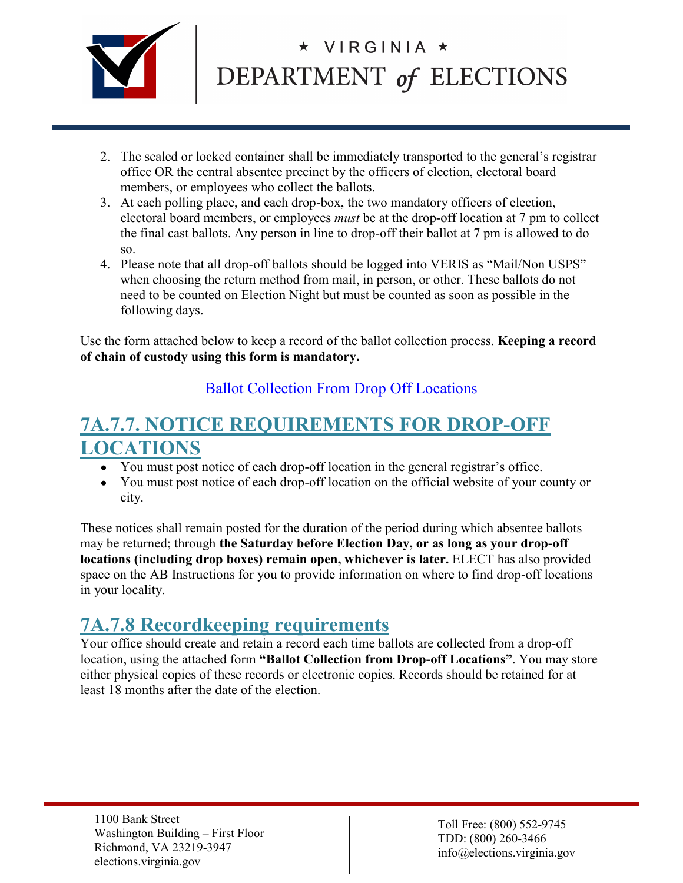2. The sealed or locked container shall be immediately transported to the general's registrar office OR the central absentee precinct by the officers of election, electoral board members, or employees who collect the ballots.
3. At each polling place, and each drop-box, the two mandatory officers of election, electoral board members, or employees *must* be at the drop-off location at 7 pm to collect the final cast ballots. Any person in line to drop-off their ballot at 7 pm is allowed to do so.
4. Please note that all drop-off ballots should be logged into VERIS as "Mail/Non USPS" when choosing the return method from mail, in person, or other. These ballots do not need to be counted on Election Night but must be counted as soon as possible in the following days.

Use the form attached below to keep a record of the ballot collection process. **Keeping a record of chain of custody using this form is mandatory.**

Ballot Collection From Drop Off Locations

## 7A.7.7. NOTICE REQUIREMENTS FOR DROP-OFF LOCATIONS

- You must post notice of each drop-off location in the general registrar's office.
- You must post notice of each drop-off location on the official website of your county or city.

These notices shall remain posted for the duration of the period during which absentee ballots may be returned; through **the Saturday before Election Day, or as long as your drop-off locations (including drop boxes) remain open, whichever is later.** ELECT has also provided space on the AB Instructions for you to provide information on where to find drop-off locations in your locality.

## 7A.7.8 Recordkeeping requirements

Your office should create and retain a record each time ballots are collected from a drop-off location, using the attached form **"Ballot Collection from Drop-off Locations"**. You may store either physical copies of these records or electronic copies. Records should be retained for at least 18 months after the date of the election.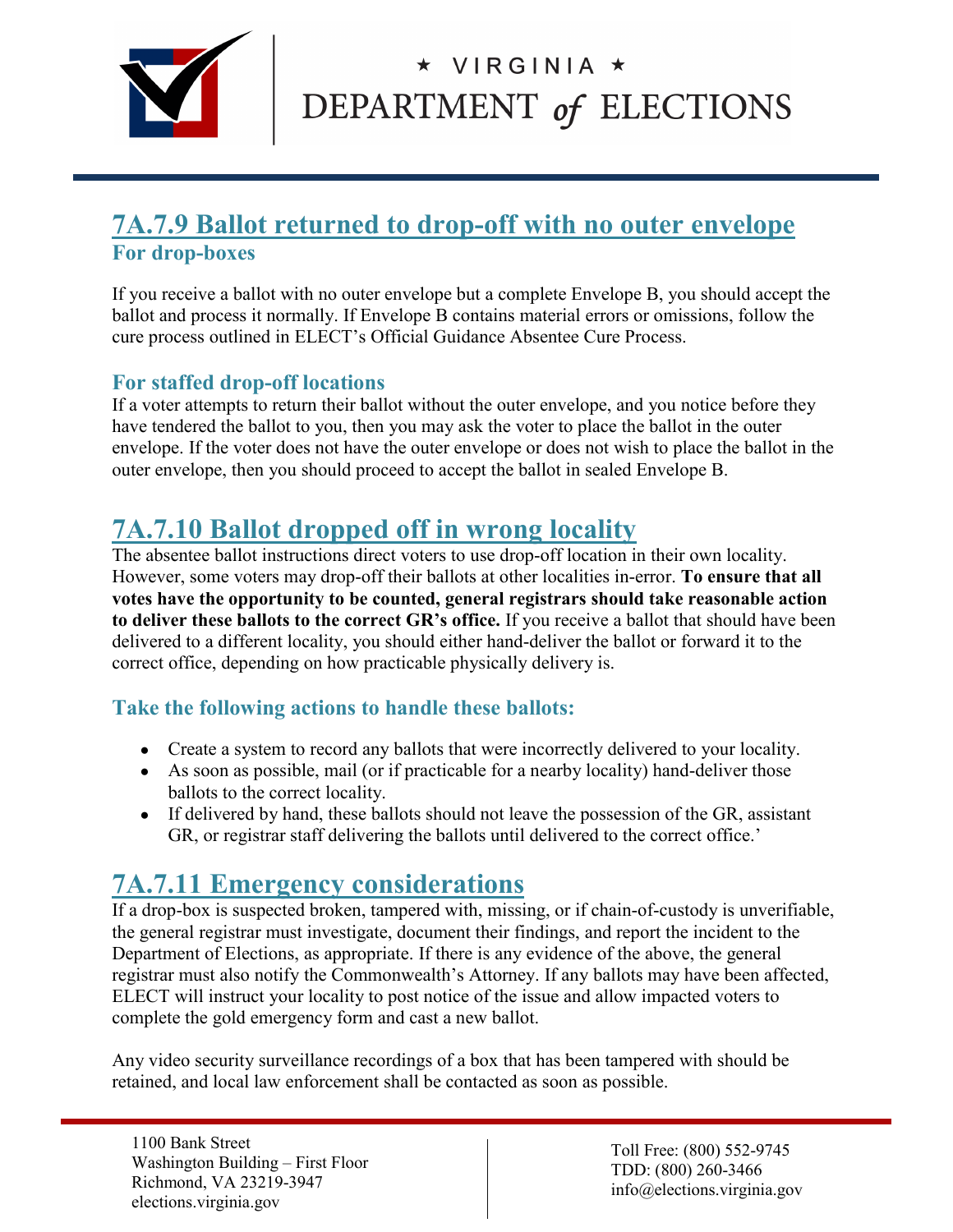## 7A.7.9 Ballot returned to drop-off with no outer envelope

### For drop-boxes

If you receive a ballot with no outer envelope but a complete Envelope B, you should accept the ballot and process it normally. If Envelope B contains material errors or omissions, follow the cure process outlined in ELECT's Official Guidance Absentee Cure Process.

### For staffed drop-off locations

If a voter attempts to return their ballot without the outer envelope, and you notice before they have tendered the ballot to you, then you may ask the voter to place the ballot in the outer envelope. If the voter does not have the outer envelope or does not wish to place the ballot in the outer envelope, then you should proceed to accept the ballot in sealed Envelope B.

## 7A.7.10 Ballot dropped off in wrong locality

The absentee ballot instructions direct voters to use drop-off location in their own locality. However, some voters may drop-off their ballots at other localities in-error. **To ensure that all votes have the opportunity to be counted, general registrars should take reasonable action to deliver these ballots to the correct GR's office.** If you receive a ballot that should have been delivered to a different locality, you should either hand-deliver the ballot or forward it to the correct office, depending on how practicable physically delivery is.

### Take the following actions to handle these ballots:

- Create a system to record any ballots that were incorrectly delivered to your locality.
- As soon as possible, mail (or if practicable for a nearby locality) hand-deliver those ballots to the correct locality.
- If delivered by hand, these ballots should not leave the possession of the GR, assistant GR, or registrar staff delivering the ballots until delivered to the correct office.'

## 7A.7.11 Emergency considerations

If a drop-box is suspected broken, tampered with, missing, or if chain-of-custody is unverifiable, the general registrar must investigate, document their findings, and report the incident to the Department of Elections, as appropriate. If there is any evidence of the above, the general registrar must also notify the Commonwealth's Attorney. If any ballots may have been affected, ELECT will instruct your locality to post notice of the issue and allow impacted voters to complete the gold emergency form and cast a new ballot.

Any video security surveillance recordings of a box that has been tampered with should be retained, and local law enforcement shall be contacted as soon as possible.